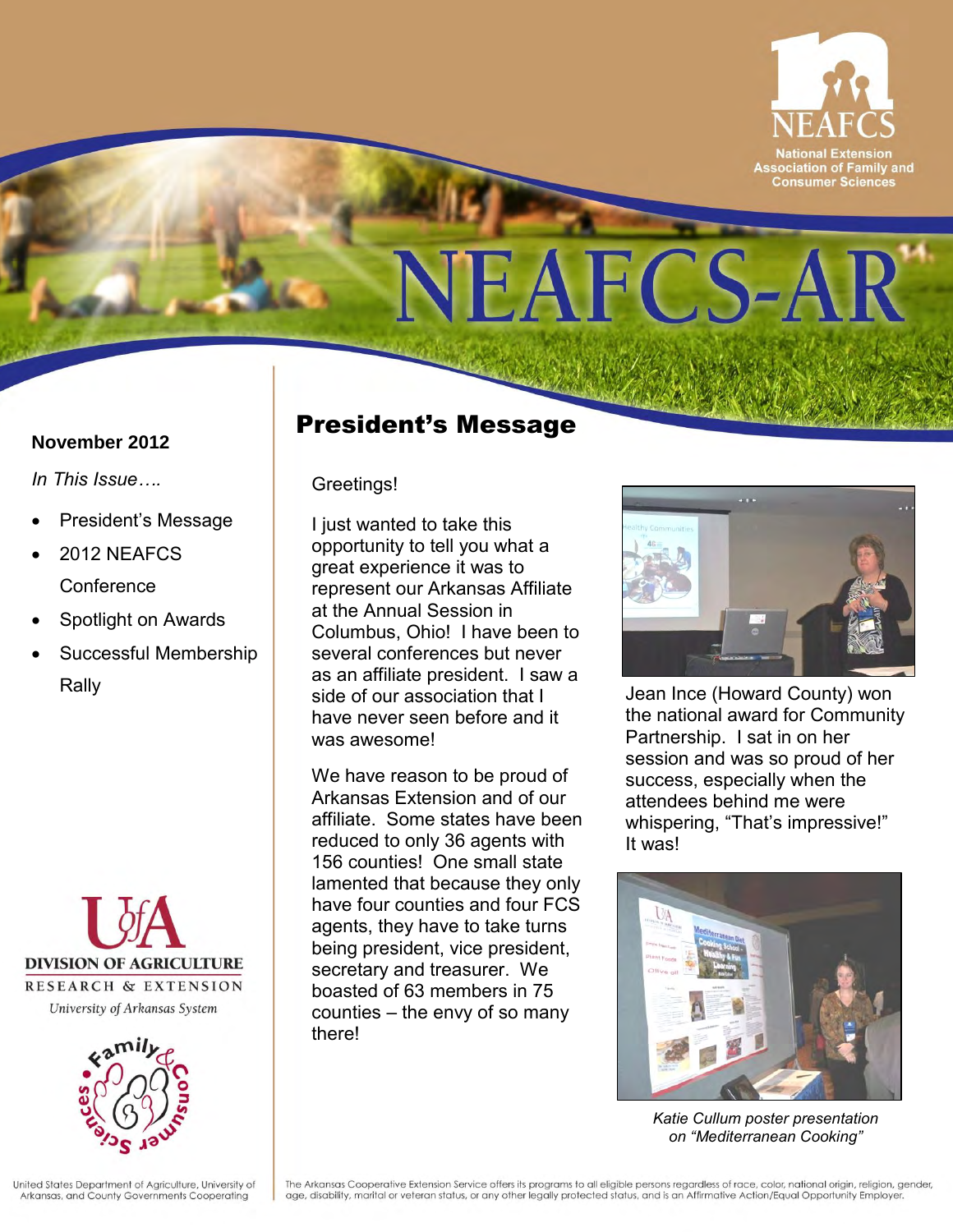# NEAFCS-AR

NEAFCS
National Extension Association of Family and Consumer Sciences

**November 2012**

*In This Issue….*

- President's Message
- 2012 NEAFCS Conference
- Spotlight on Awards
- Successful Membership Rally

## President's Message

Greetings!

I just wanted to take this opportunity to tell you what a great experience it was to represent our Arkansas Affiliate at the Annual Session in Columbus, Ohio! I have been to several conferences but never as an affiliate president. I saw a side of our association that I have never seen before and it was awesome!

We have reason to be proud of Arkansas Extension and of our affiliate. Some states have been reduced to only 36 agents with 156 counties! One small state lamented that because they only have four counties and four FCS agents, they have to take turns being president, vice president, secretary and treasurer. We boasted of 63 members in 75 counties – the envy of so many there!

Jean Ince (Howard County) won the national award for Community Partnership. I sat in on her session and was so proud of her success, especially when the attendees behind me were whispering, "That's impressive!" It was!

*Katie Cullum poster presentation on "Mediterranean Cooking"*

DIVISION OF AGRICULTURE
RESEARCH & EXTENSION
University of Arkansas System

Family & Consumer Sciences

United States Department of Agriculture, University of Arkansas, and County Governments Cooperating

The Arkansas Cooperative Extension Service offers its programs to all eligible persons regardless of race, color, national origin, religion, gender, age, disability, marital or veteran status, or any other legally protected status, and is an Affirmative Action/Equal Opportunity Employer.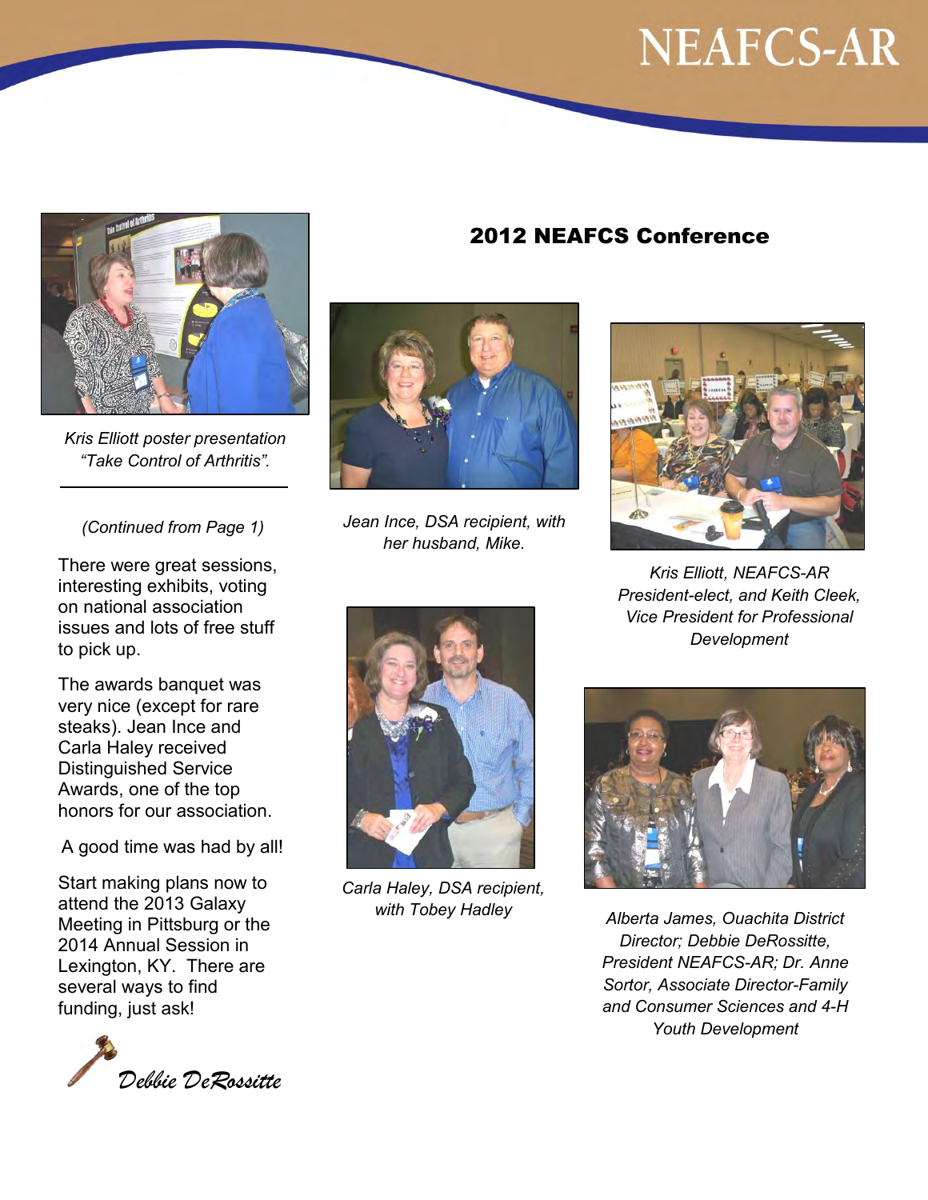## 2012 NEAFCS Conference

*Kris Elliott poster presentation "Take Control of Arthritis".*

*Jean Ince, DSA recipient, with her husband, Mike.*

*Kris Elliott, NEAFCS-AR President-elect, and Keith Cleek, Vice President for Professional Development*

*Carla Haley, DSA recipient, with Tobey Hadley*

*Alberta James, Ouachita District Director; Debbie DeRossitte, President NEAFCS-AR; Dr. Anne Sortor, Associate Director-Family and Consumer Sciences and 4-H Youth Development*

*(Continued from Page 1)*

There were great sessions, interesting exhibits, voting on national association issues and lots of free stuff to pick up.

The awards banquet was very nice (except for rare steaks). Jean Ince and Carla Haley received Distinguished Service Awards, one of the top honors for our association.

A good time was had by all!

Start making plans now to attend the 2013 Galaxy Meeting in Pittsburg or the 2014 Annual Session in Lexington, KY. There are several ways to find funding, just ask!

*Debbie DeRossitte*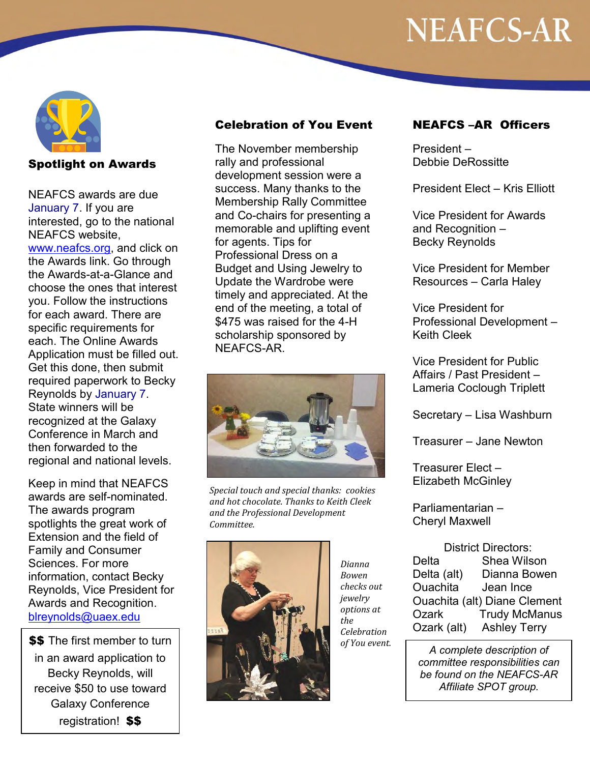# NEAFCS-AR

## Spotlight on Awards

NEAFCS awards are due January 7. If you are interested, go to the national NEAFCS website, www.neafcs.org, and click on the Awards link. Go through the Awards-at-a-Glance and choose the ones that interest you. Follow the instructions for each award. There are specific requirements for each. The Online Awards Application must be filled out. Get this done, then submit required paperwork to Becky Reynolds by January 7. State winners will be recognized at the Galaxy Conference in March and then forwarded to the regional and national levels.

Keep in mind that NEAFCS awards are self-nominated. The awards program spotlights the great work of Extension and the field of Family and Consumer Sciences. For more information, contact Becky Reynolds, Vice President for Awards and Recognition. blreynolds@uaex.edu

**$$** The first member to turn in an award application to Becky Reynolds, will receive $50 to use toward Galaxy Conference registration! **$$**

## Celebration of You Event

The November membership rally and professional development session were a success. Many thanks to the Membership Rally Committee and Co-chairs for presenting a memorable and uplifting event for agents. Tips for Professional Dress on a Budget and Using Jewelry to Update the Wardrobe were timely and appreciated. At the end of the meeting, a total of $475 was raised for the 4-H scholarship sponsored by NEAFCS-AR.

*Special touch and special thanks: cookies and hot chocolate. Thanks to Keith Cleek and the Professional Development Committee.*

*Dianna Bowen checks out jewelry options at the Celebration of You event.*

## NEAFCS –AR Officers

President – Debbie DeRossitte

President Elect – Kris Elliott

Vice President for Awards and Recognition – Becky Reynolds

Vice President for Member Resources – Carla Haley

Vice President for Professional Development – Keith Cleek

Vice President for Public Affairs / Past President – Lameria Coclough Triplett

Secretary – Lisa Washburn

Treasurer – Jane Newton

Treasurer Elect – Elizabeth McGinley

Parliamentarian – Cheryl Maxwell

District Directors:

| | |
|---|---|
| Delta | Shea Wilson |
| Delta (alt) | Dianna Bowen |
| Ouachita | Jean Ince |
| Ouachita (alt) | Diane Clement |
| Ozark | Trudy McManus |
| Ozark (alt) | Ashley Terry |

*A complete description of committee responsibilities can be found on the NEAFCS-AR Affiliate SPOT group.*